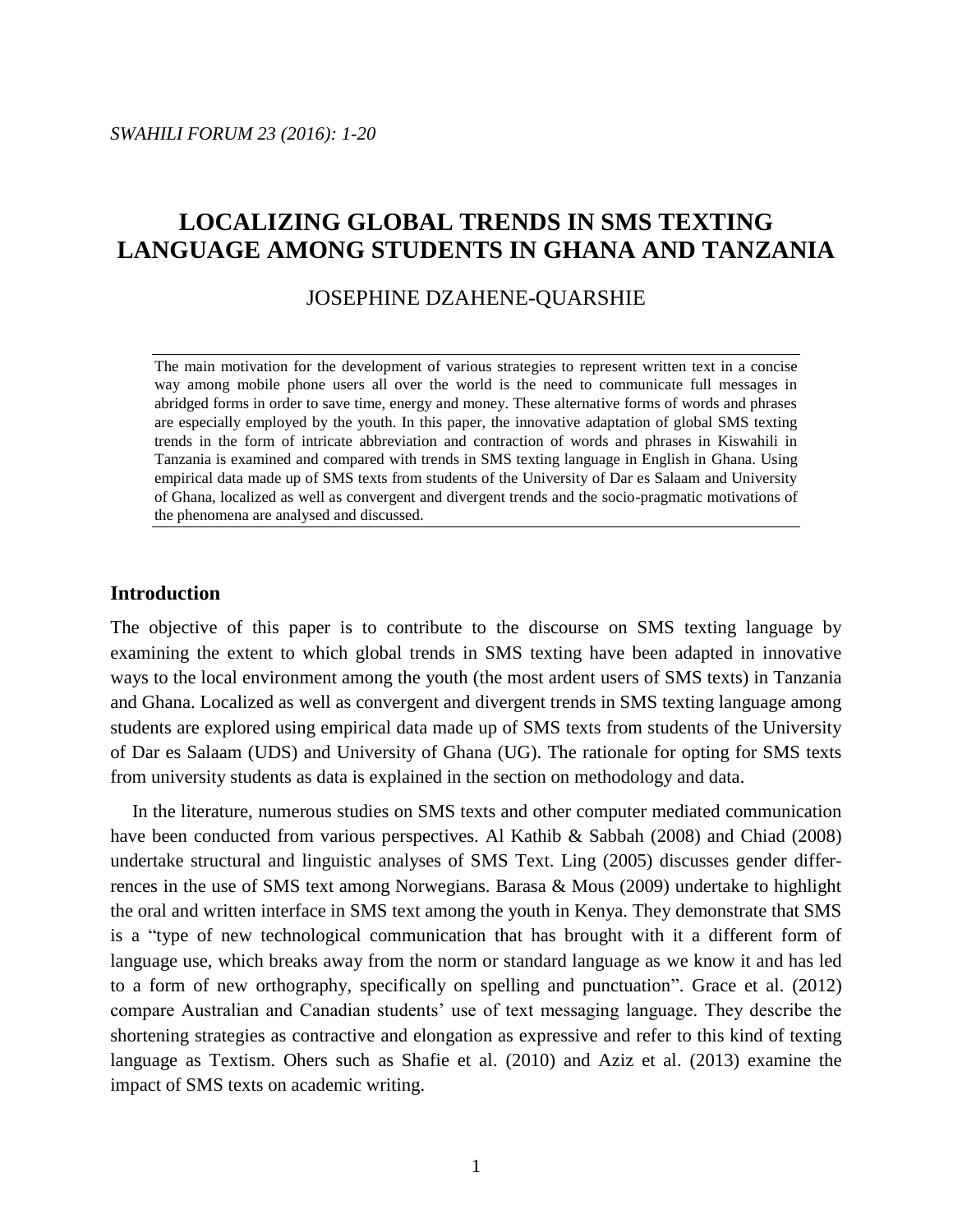# LOCALIZING GLOBAL TRENDS IN SMS TEXTING LANGUAGE AMONG STUDENTS IN GHANA AND TANZANIA

JOSEPHINE DZAHENE-QUARSHIE

The main motivation for the development of various strategies to represent written text in a concise way among mobile phone users all over the world is the need to communicate full messages in abridged forms in order to save time, energy and money. These alternative forms of words and phrases are especially employed by the youth. In this paper, the innovative adaptation of global SMS texting trends in the form of intricate abbreviation and contraction of words and phrases in Kiswahili in Tanzania is examined and compared with trends in SMS texting language in English in Ghana. Using empirical data made up of SMS texts from students of the University of Dar es Salaam and University of Ghana, localized as well as convergent and divergent trends and the socio-pragmatic motivations of the phenomena are analysed and discussed.

## Introduction

The objective of this paper is to contribute to the discourse on SMS texting language by examining the extent to which global trends in SMS texting have been adapted in innovative ways to the local environment among the youth (the most ardent users of SMS texts) in Tanzania and Ghana. Localized as well as convergent and divergent trends in SMS texting language among students are explored using empirical data made up of SMS texts from students of the University of Dar es Salaam (UDS) and University of Ghana (UG). The rationale for opting for SMS texts from university students as data is explained in the section on methodology and data.

In the literature, numerous studies on SMS texts and other computer mediated communication have been conducted from various perspectives. Al Kathib & Sabbah (2008) and Chiad (2008) undertake structural and linguistic analyses of SMS Text. Ling (2005) discusses gender differrences in the use of SMS text among Norwegians. Barasa & Mous (2009) undertake to highlight the oral and written interface in SMS text among the youth in Kenya. They demonstrate that SMS is a "type of new technological communication that has brought with it a different form of language use, which breaks away from the norm or standard language as we know it and has led to a form of new orthography, specifically on spelling and punctuation". Grace et al. (2012) compare Australian and Canadian students' use of text messaging language. They describe the shortening strategies as contractive and elongation as expressive and refer to this kind of texting language as Textism. Ohers such as Shafie et al. (2010) and Aziz et al. (2013) examine the impact of SMS texts on academic writing.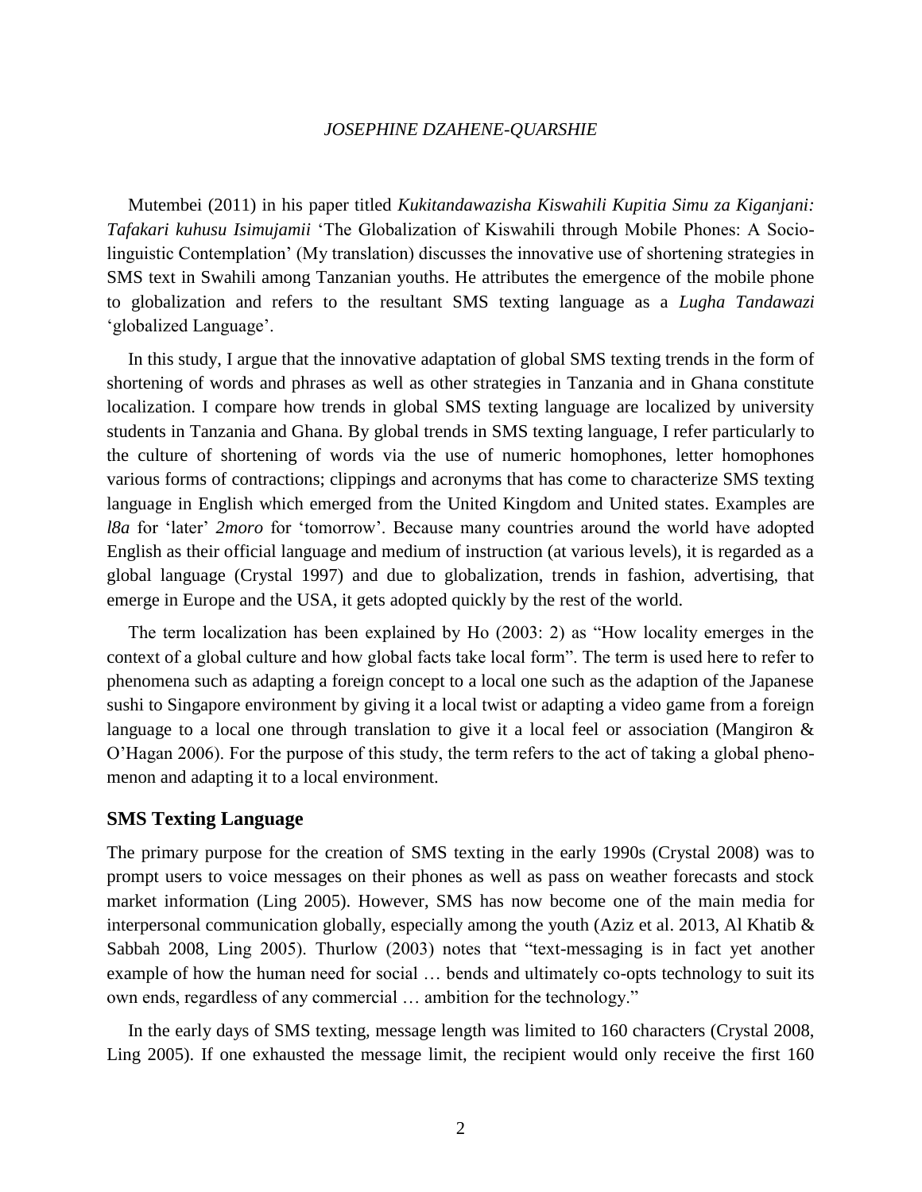Mutembei (2011) in his paper titled *Kukitandawazisha Kiswahili Kupitia Simu za Kiganjani: Tafakari kuhusu Isimujamii* 'The Globalization of Kiswahili through Mobile Phones: A Socio-linguistic Contemplation' (My translation) discusses the innovative use of shortening strategies in SMS text in Swahili among Tanzanian youths. He attributes the emergence of the mobile phone to globalization and refers to the resultant SMS texting language as a *Lugha Tandawazi* 'globalized Language'.

In this study, I argue that the innovative adaptation of global SMS texting trends in the form of shortening of words and phrases as well as other strategies in Tanzania and in Ghana constitute localization. I compare how trends in global SMS texting language are localized by university students in Tanzania and Ghana. By global trends in SMS texting language, I refer particularly to the culture of shortening of words via the use of numeric homophones, letter homophones various forms of contractions; clippings and acronyms that has come to characterize SMS texting language in English which emerged from the United Kingdom and United states. Examples are *l8a* for 'later' *2moro* for 'tomorrow'. Because many countries around the world have adopted English as their official language and medium of instruction (at various levels), it is regarded as a global language (Crystal 1997) and due to globalization, trends in fashion, advertising, that emerge in Europe and the USA, it gets adopted quickly by the rest of the world.

The term localization has been explained by Ho (2003: 2) as "How locality emerges in the context of a global culture and how global facts take local form". The term is used here to refer to phenomena such as adapting a foreign concept to a local one such as the adaption of the Japanese sushi to Singapore environment by giving it a local twist or adapting a video game from a foreign language to a local one through translation to give it a local feel or association (Mangiron & O'Hagan 2006). For the purpose of this study, the term refers to the act of taking a global phenomenon and adapting it to a local environment.

## SMS Texting Language

The primary purpose for the creation of SMS texting in the early 1990s (Crystal 2008) was to prompt users to voice messages on their phones as well as pass on weather forecasts and stock market information (Ling 2005). However, SMS has now become one of the main media for interpersonal communication globally, especially among the youth (Aziz et al. 2013, Al Khatib & Sabbah 2008, Ling 2005). Thurlow (2003) notes that "text-messaging is in fact yet another example of how the human need for social … bends and ultimately co-opts technology to suit its own ends, regardless of any commercial … ambition for the technology."

In the early days of SMS texting, message length was limited to 160 characters (Crystal 2008, Ling 2005). If one exhausted the message limit, the recipient would only receive the first 160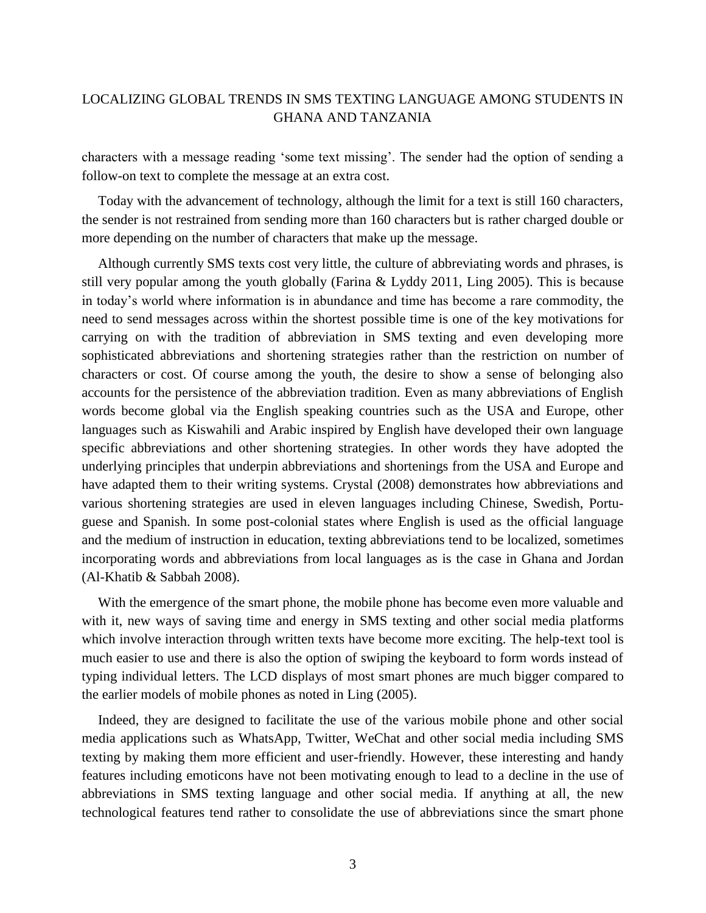characters with a message reading 'some text missing'. The sender had the option of sending a follow-on text to complete the message at an extra cost.

Today with the advancement of technology, although the limit for a text is still 160 characters, the sender is not restrained from sending more than 160 characters but is rather charged double or more depending on the number of characters that make up the message.

Although currently SMS texts cost very little, the culture of abbreviating words and phrases, is still very popular among the youth globally (Farina & Lyddy 2011, Ling 2005). This is because in today's world where information is in abundance and time has become a rare commodity, the need to send messages across within the shortest possible time is one of the key motivations for carrying on with the tradition of abbreviation in SMS texting and even developing more sophisticated abbreviations and shortening strategies rather than the restriction on number of characters or cost. Of course among the youth, the desire to show a sense of belonging also accounts for the persistence of the abbreviation tradition. Even as many abbreviations of English words become global via the English speaking countries such as the USA and Europe, other languages such as Kiswahili and Arabic inspired by English have developed their own language specific abbreviations and other shortening strategies. In other words they have adopted the underlying principles that underpin abbreviations and shortenings from the USA and Europe and have adapted them to their writing systems. Crystal (2008) demonstrates how abbreviations and various shortening strategies are used in eleven languages including Chinese, Swedish, Portuguese and Spanish. In some post-colonial states where English is used as the official language and the medium of instruction in education, texting abbreviations tend to be localized, sometimes incorporating words and abbreviations from local languages as is the case in Ghana and Jordan (Al-Khatib & Sabbah 2008).

With the emergence of the smart phone, the mobile phone has become even more valuable and with it, new ways of saving time and energy in SMS texting and other social media platforms which involve interaction through written texts have become more exciting. The help-text tool is much easier to use and there is also the option of swiping the keyboard to form words instead of typing individual letters. The LCD displays of most smart phones are much bigger compared to the earlier models of mobile phones as noted in Ling (2005).

Indeed, they are designed to facilitate the use of the various mobile phone and other social media applications such as WhatsApp, Twitter, WeChat and other social media including SMS texting by making them more efficient and user-friendly. However, these interesting and handy features including emoticons have not been motivating enough to lead to a decline in the use of abbreviations in SMS texting language and other social media. If anything at all, the new technological features tend rather to consolidate the use of abbreviations since the smart phone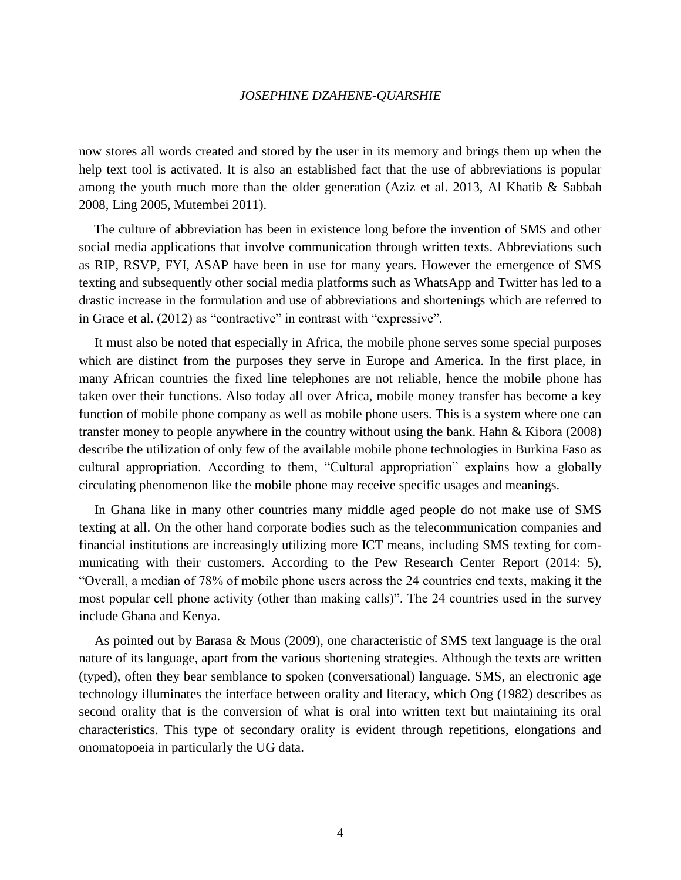now stores all words created and stored by the user in its memory and brings them up when the help text tool is activated. It is also an established fact that the use of abbreviations is popular among the youth much more than the older generation (Aziz et al. 2013, Al Khatib & Sabbah 2008, Ling 2005, Mutembei 2011).

The culture of abbreviation has been in existence long before the invention of SMS and other social media applications that involve communication through written texts. Abbreviations such as RIP, RSVP, FYI, ASAP have been in use for many years. However the emergence of SMS texting and subsequently other social media platforms such as WhatsApp and Twitter has led to a drastic increase in the formulation and use of abbreviations and shortenings which are referred to in Grace et al. (2012) as "contractive" in contrast with "expressive".

It must also be noted that especially in Africa, the mobile phone serves some special purposes which are distinct from the purposes they serve in Europe and America. In the first place, in many African countries the fixed line telephones are not reliable, hence the mobile phone has taken over their functions. Also today all over Africa, mobile money transfer has become a key function of mobile phone company as well as mobile phone users. This is a system where one can transfer money to people anywhere in the country without using the bank. Hahn & Kibora (2008) describe the utilization of only few of the available mobile phone technologies in Burkina Faso as cultural appropriation. According to them, "Cultural appropriation" explains how a globally circulating phenomenon like the mobile phone may receive specific usages and meanings.

In Ghana like in many other countries many middle aged people do not make use of SMS texting at all. On the other hand corporate bodies such as the telecommunication companies and financial institutions are increasingly utilizing more ICT means, including SMS texting for communicating with their customers. According to the Pew Research Center Report (2014: 5), "Overall, a median of 78% of mobile phone users across the 24 countries end texts, making it the most popular cell phone activity (other than making calls)". The 24 countries used in the survey include Ghana and Kenya.

As pointed out by Barasa & Mous (2009), one characteristic of SMS text language is the oral nature of its language, apart from the various shortening strategies. Although the texts are written (typed), often they bear semblance to spoken (conversational) language. SMS, an electronic age technology illuminates the interface between orality and literacy, which Ong (1982) describes as second orality that is the conversion of what is oral into written text but maintaining its oral characteristics. This type of secondary orality is evident through repetitions, elongations and onomatopoeia in particularly the UG data.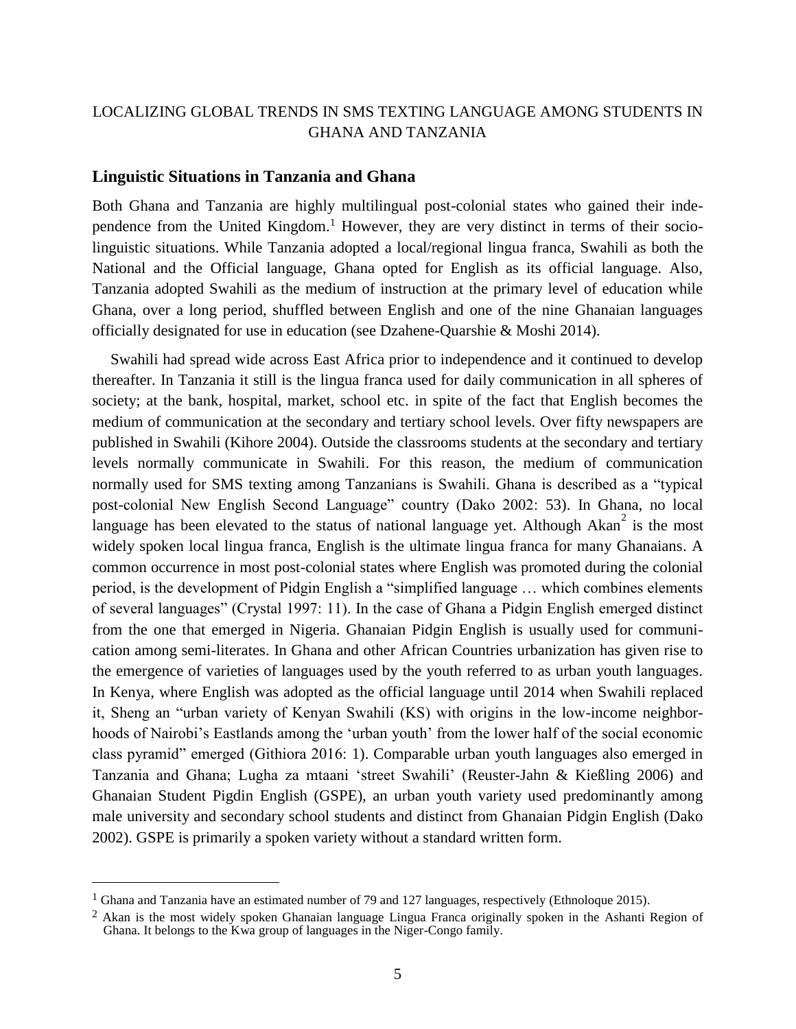LOCALIZING GLOBAL TRENDS IN SMS TEXTING LANGUAGE AMONG STUDENTS IN GHANA AND TANZANIA

## Linguistic Situations in Tanzania and Ghana

Both Ghana and Tanzania are highly multilingual post-colonial states who gained their independence from the United Kingdom.[1] However, they are very distinct in terms of their sociolinguistic situations. While Tanzania adopted a local/regional lingua franca, Swahili as both the National and the Official language, Ghana opted for English as its official language. Also, Tanzania adopted Swahili as the medium of instruction at the primary level of education while Ghana, over a long period, shuffled between English and one of the nine Ghanaian languages officially designated for use in education (see Dzahene-Quarshie & Moshi 2014).

Swahili had spread wide across East Africa prior to independence and it continued to develop thereafter. In Tanzania it still is the lingua franca used for daily communication in all spheres of society; at the bank, hospital, market, school etc. in spite of the fact that English becomes the medium of communication at the secondary and tertiary school levels. Over fifty newspapers are published in Swahili (Kihore 2004). Outside the classrooms students at the secondary and tertiary levels normally communicate in Swahili. For this reason, the medium of communication normally used for SMS texting among Tanzanians is Swahili. Ghana is described as a "typical post-colonial New English Second Language" country (Dako 2002: 53). In Ghana, no local language has been elevated to the status of national language yet. Although Akan[2] is the most widely spoken local lingua franca, English is the ultimate lingua franca for many Ghanaians. A common occurrence in most post-colonial states where English was promoted during the colonial period, is the development of Pidgin English a "simplified language … which combines elements of several languages" (Crystal 1997: 11). In the case of Ghana a Pidgin English emerged distinct from the one that emerged in Nigeria. Ghanaian Pidgin English is usually used for communication among semi-literates. In Ghana and other African Countries urbanization has given rise to the emergence of varieties of languages used by the youth referred to as urban youth languages. In Kenya, where English was adopted as the official language until 2014 when Swahili replaced it, Sheng an "urban variety of Kenyan Swahili (KS) with origins in the low-income neighborhoods of Nairobi's Eastlands among the 'urban youth' from the lower half of the social economic class pyramid" emerged (Githiora 2016: 1). Comparable urban youth languages also emerged in Tanzania and Ghana; Lugha za mtaani 'street Swahili' (Reuster-Jahn & Kießling 2006) and Ghanaian Student Pigdin English (GSPE), an urban youth variety used predominantly among male university and secondary school students and distinct from Ghanaian Pidgin English (Dako 2002). GSPE is primarily a spoken variety without a standard written form.

---

[1] Ghana and Tanzania have an estimated number of 79 and 127 languages, respectively (Ethnoloque 2015).

[2] Akan is the most widely spoken Ghanaian language Lingua Franca originally spoken in the Ashanti Region of Ghana. It belongs to the Kwa group of languages in the Niger-Congo family.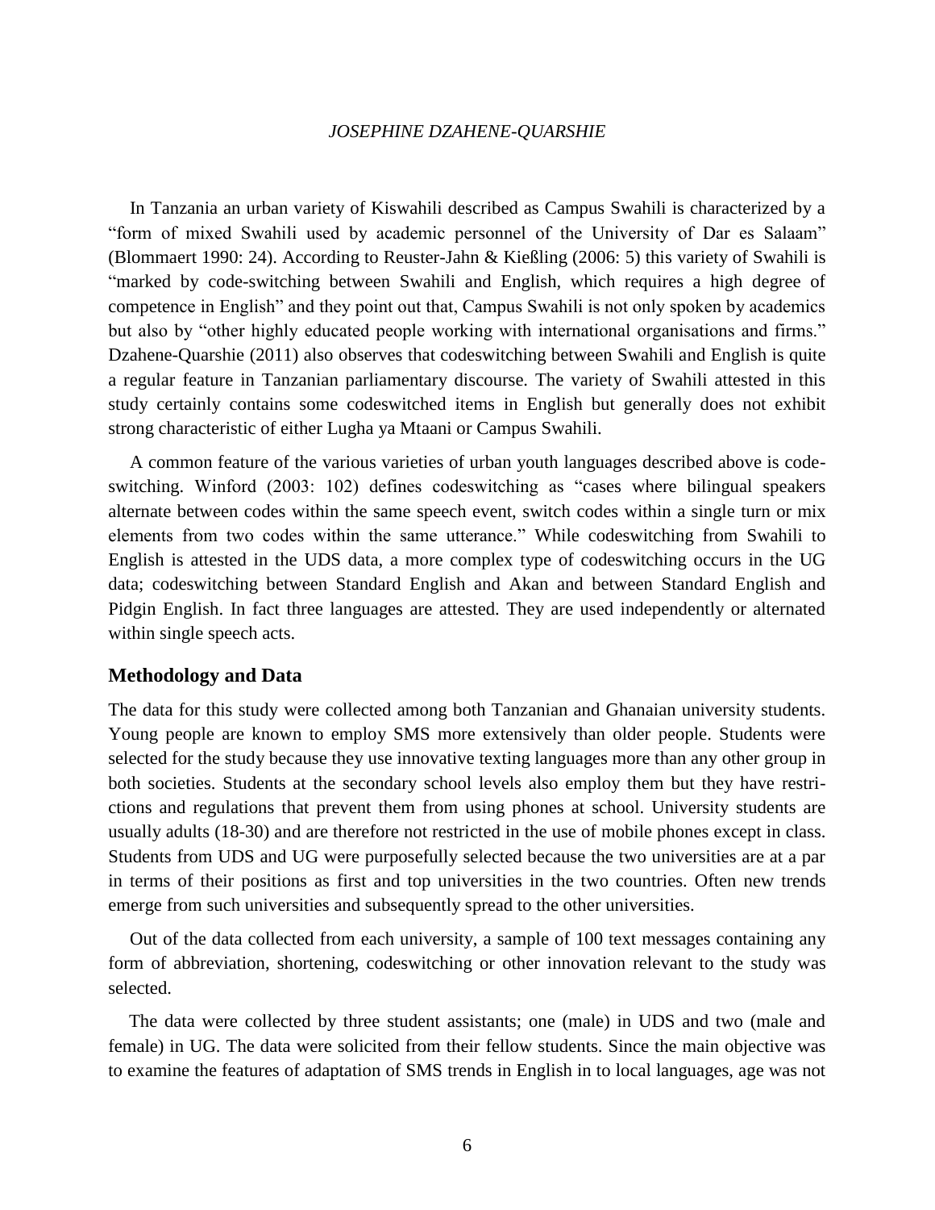In Tanzania an urban variety of Kiswahili described as Campus Swahili is characterized by a "form of mixed Swahili used by academic personnel of the University of Dar es Salaam" (Blommaert 1990: 24). According to Reuster-Jahn & Kießling (2006: 5) this variety of Swahili is "marked by code-switching between Swahili and English, which requires a high degree of competence in English" and they point out that, Campus Swahili is not only spoken by academics but also by "other highly educated people working with international organisations and firms." Dzahene-Quarshie (2011) also observes that codeswitching between Swahili and English is quite a regular feature in Tanzanian parliamentary discourse. The variety of Swahili attested in this study certainly contains some codeswitched items in English but generally does not exhibit strong characteristic of either Lugha ya Mtaani or Campus Swahili.

A common feature of the various varieties of urban youth languages described above is code-switching. Winford (2003: 102) defines codeswitching as "cases where bilingual speakers alternate between codes within the same speech event, switch codes within a single turn or mix elements from two codes within the same utterance." While codeswitching from Swahili to English is attested in the UDS data, a more complex type of codeswitching occurs in the UG data; codeswitching between Standard English and Akan and between Standard English and Pidgin English. In fact three languages are attested. They are used independently or alternated within single speech acts.

## Methodology and Data

The data for this study were collected among both Tanzanian and Ghanaian university students. Young people are known to employ SMS more extensively than older people. Students were selected for the study because they use innovative texting languages more than any other group in both societies. Students at the secondary school levels also employ them but they have restrictions and regulations that prevent them from using phones at school. University students are usually adults (18-30) and are therefore not restricted in the use of mobile phones except in class. Students from UDS and UG were purposefully selected because the two universities are at a par in terms of their positions as first and top universities in the two countries. Often new trends emerge from such universities and subsequently spread to the other universities.

Out of the data collected from each university, a sample of 100 text messages containing any form of abbreviation, shortening, codeswitching or other innovation relevant to the study was selected.

The data were collected by three student assistants; one (male) in UDS and two (male and female) in UG. The data were solicited from their fellow students. Since the main objective was to examine the features of adaptation of SMS trends in English in to local languages, age was not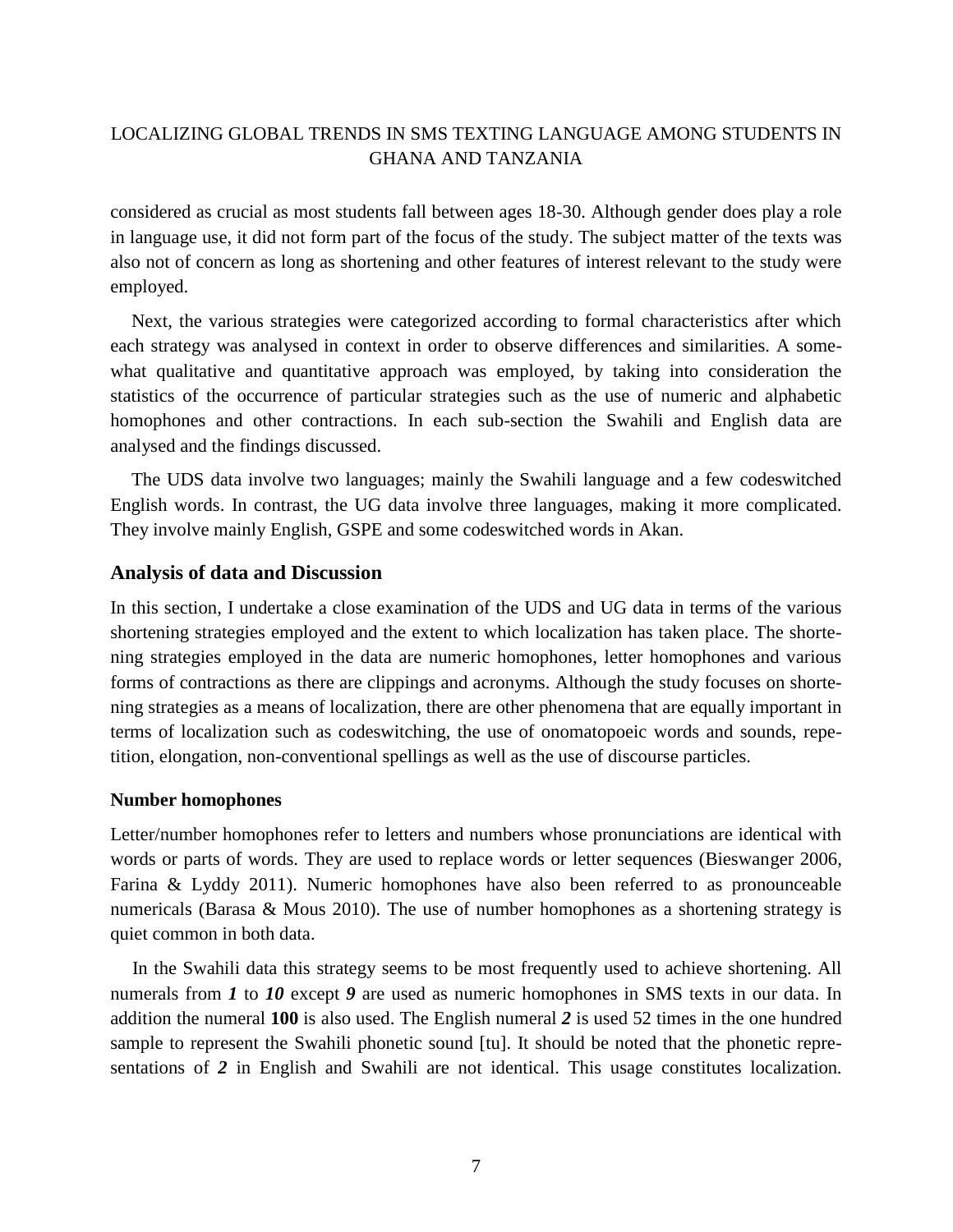considered as crucial as most students fall between ages 18-30. Although gender does play a role in language use, it did not form part of the focus of the study. The subject matter of the texts was also not of concern as long as shortening and other features of interest relevant to the study were employed.

Next, the various strategies were categorized according to formal characteristics after which each strategy was analysed in context in order to observe differences and similarities. A somewhat qualitative and quantitative approach was employed, by taking into consideration the statistics of the occurrence of particular strategies such as the use of numeric and alphabetic homophones and other contractions. In each sub-section the Swahili and English data are analysed and the findings discussed.

The UDS data involve two languages; mainly the Swahili language and a few codeswitched English words. In contrast, the UG data involve three languages, making it more complicated. They involve mainly English, GSPE and some codeswitched words in Akan.

## Analysis of data and Discussion

In this section, I undertake a close examination of the UDS and UG data in terms of the various shortening strategies employed and the extent to which localization has taken place. The shortening strategies employed in the data are numeric homophones, letter homophones and various forms of contractions as there are clippings and acronyms. Although the study focuses on shortening strategies as a means of localization, there are other phenomena that are equally important in terms of localization such as codeswitching, the use of onomatopoeic words and sounds, repetition, elongation, non-conventional spellings as well as the use of discourse particles.

### Number homophones

Letter/number homophones refer to letters and numbers whose pronunciations are identical with words or parts of words. They are used to replace words or letter sequences (Bieswanger 2006, Farina & Lyddy 2011). Numeric homophones have also been referred to as pronounceable numericals (Barasa & Mous 2010). The use of number homophones as a shortening strategy is quiet common in both data.

In the Swahili data this strategy seems to be most frequently used to achieve shortening. All numerals from ***1*** to ***10*** except ***9*** are used as numeric homophones in SMS texts in our data. In addition the numeral **100** is also used. The English numeral ***2*** is used 52 times in the one hundred sample to represent the Swahili phonetic sound [tu]. It should be noted that the phonetic representations of ***2*** in English and Swahili are not identical. This usage constitutes localization.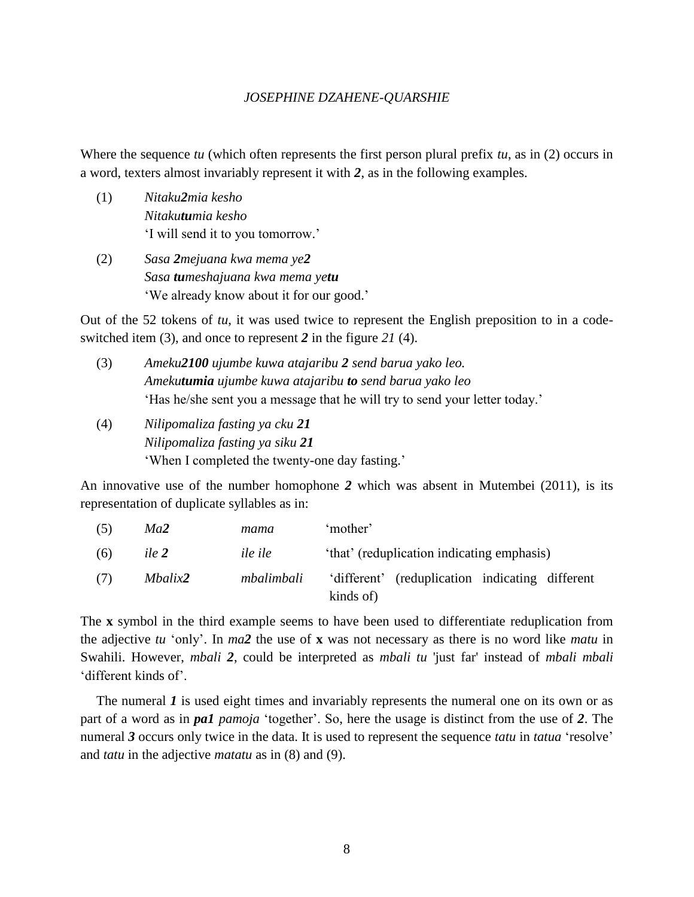Where the sequence *tu* (which often represents the first person plural prefix *tu*, as in (2) occurs in a word, texters almost invariably represent it with ***2***, as in the following examples.

(1) *Nitaku**2**mia kesho*
*Nitaku**tu**mia kesho*
'I will send it to you tomorrow.'

(2) *Sasa **2**mejuana kwa mema ye**2***
*Sasa **tu**meshajuana kwa mema ye**tu***
'We already know about it for our good.'

Out of the 52 tokens of *tu*, it was used twice to represent the English preposition to in a code-switched item (3), and once to represent ***2*** in the figure *21* (4).

(3) *Ameku**2100** ujumbe kuwa atajaribu **2** send barua yako leo.*
*Ameku**tumia** ujumbe kuwa atajaribu **to** send barua yako leo*
'Has he/she sent you a message that he will try to send your letter today.'

(4) *Nilipomaliza fasting ya cku **21***
*Nilipomaliza fasting ya siku **21***
'When I completed the twenty-one day fasting.'

An innovative use of the number homophone ***2*** which was absent in Mutembei (2011), is its representation of duplicate syllables as in:

| | | | |
|---|---|---|---|
| (5) | *Ma**2*** | *mama* | 'mother' |
| (6) | *ile **2*** | *ile ile* | 'that' (reduplication indicating emphasis) |
| (7) | *Mbalix**2*** | *mbalimbali* | 'different' (reduplication indicating different kinds of) |

The **x** symbol in the third example seems to have been used to differentiate reduplication from the adjective *tu* 'only'. In *ma**2*** the use of **x** was not necessary as there is no word like *matu* in Swahili. However, *mbali **2***, could be interpreted as *mbali tu* 'just far' instead of *mbali mbali* 'different kinds of'.

The numeral ***1*** is used eight times and invariably represents the numeral one on its own or as part of a word as in ***pa1*** *pamoja* 'together'. So, here the usage is distinct from the use of ***2***. The numeral ***3*** occurs only twice in the data. It is used to represent the sequence *tatu* in *tatua* 'resolve' and *tatu* in the adjective *matatu* as in (8) and (9).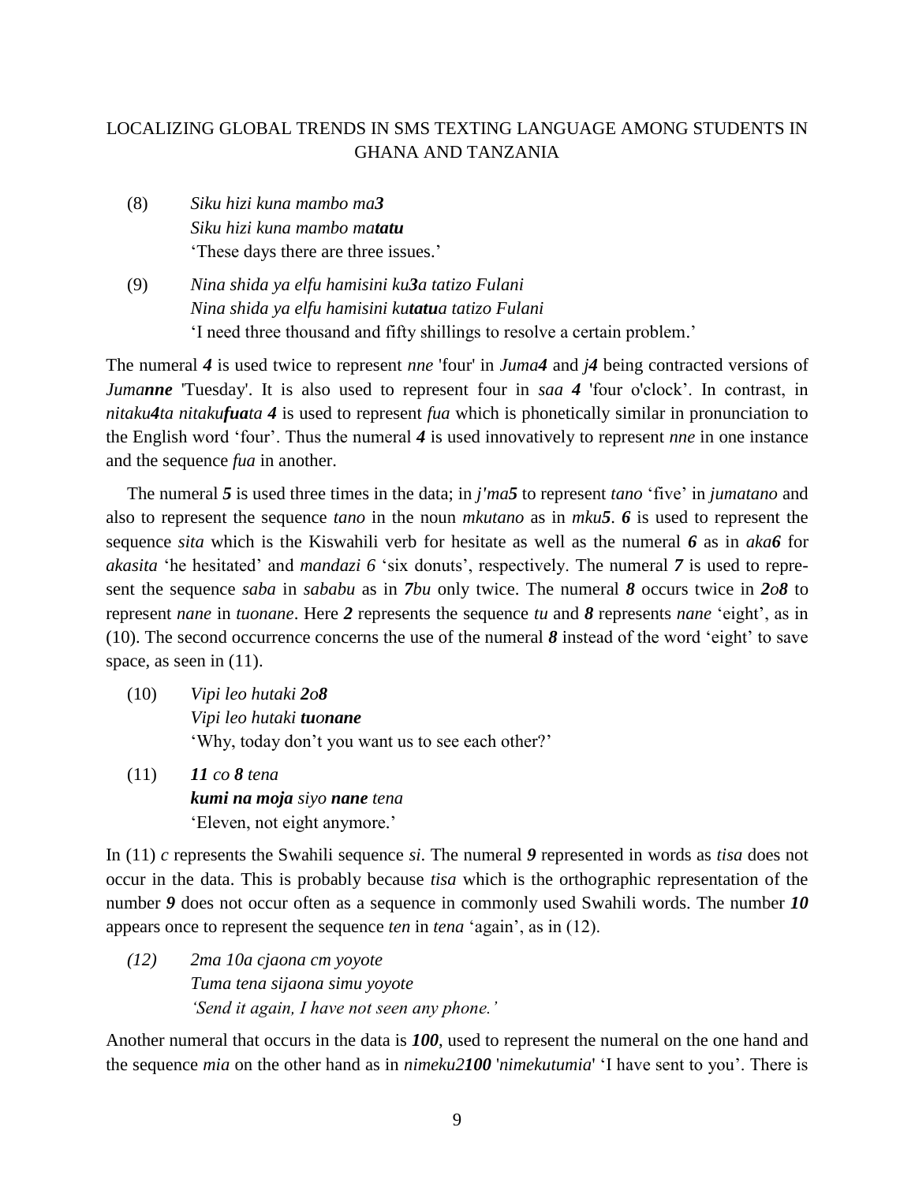(8) *Siku hizi kuna mambo ma**3***
*Siku hizi kuna mambo ma**tatu***
'These days there are three issues.'

(9) *Nina shida ya elfu hamisini ku**3**a tatizo Fulani*
*Nina shida ya elfu hamisini ku**tatu**a tatizo Fulani*
'I need three thousand and fifty shillings to resolve a certain problem.'

The numeral ***4*** is used twice to represent *nne* 'four' in *Juma**4*** and *j**4*** being contracted versions of *Juma**nne*** 'Tuesday'. It is also used to represent four in *saa 4* 'four o'clock'. In contrast, in *nitaku**4**ta nitaku**fua**ta **4*** is used to represent *fua* which is phonetically similar in pronunciation to the English word 'four'. Thus the numeral ***4*** is used innovatively to represent *nne* in one instance and the sequence *fua* in another.

The numeral ***5*** is used three times in the data; in *j'ma**5*** to represent *tano* 'five' in *jumatano* and also to represent the sequence *tano* in the noun *mkutano* as in *mku**5***. ***6*** is used to represent the sequence *sita* which is the Kiswahili verb for hesitate as well as the numeral ***6*** as in *aka**6*** for *akasita* 'he hesitated' and *mandazi 6* 'six donuts', respectively. The numeral ***7*** is used to represent the sequence *saba* in *sababu* as in ***7**bu* only twice. The numeral ***8*** occurs twice in ***2**o**8*** to represent *nane* in *tuonane*. Here ***2*** represents the sequence *tu* and ***8*** represents *nane* 'eight', as in (10). The second occurrence concerns the use of the numeral ***8*** instead of the word 'eight' to save space, as seen in (11).

(10) *Vipi leo hutaki **2**o**8***
*Vipi leo hutaki **tu**o**nane***
'Why, today don't you want us to see each other?'

(11) ***11** co **8** tena*
***kumi na moja** siyo **nane** tena*
'Eleven, not eight anymore.'

In (11) *c* represents the Swahili sequence *si*. The numeral ***9*** represented in words as *tisa* does not occur in the data. This is probably because *tisa* which is the orthographic representation of the number ***9*** does not occur often as a sequence in commonly used Swahili words. The number ***10*** appears once to represent the sequence *ten* in *tena* 'again', as in (12).

*(12) 2ma 10a cjaona cm yoyote*
*Tuma tena sijaona simu yoyote*
*'Send it again, I have not seen any phone.'*

Another numeral that occurs in the data is ***100***, used to represent the numeral on the one hand and the sequence *mia* on the other hand as in *nimeku2**100*** '*nimekutumia*' 'I have sent to you'. There is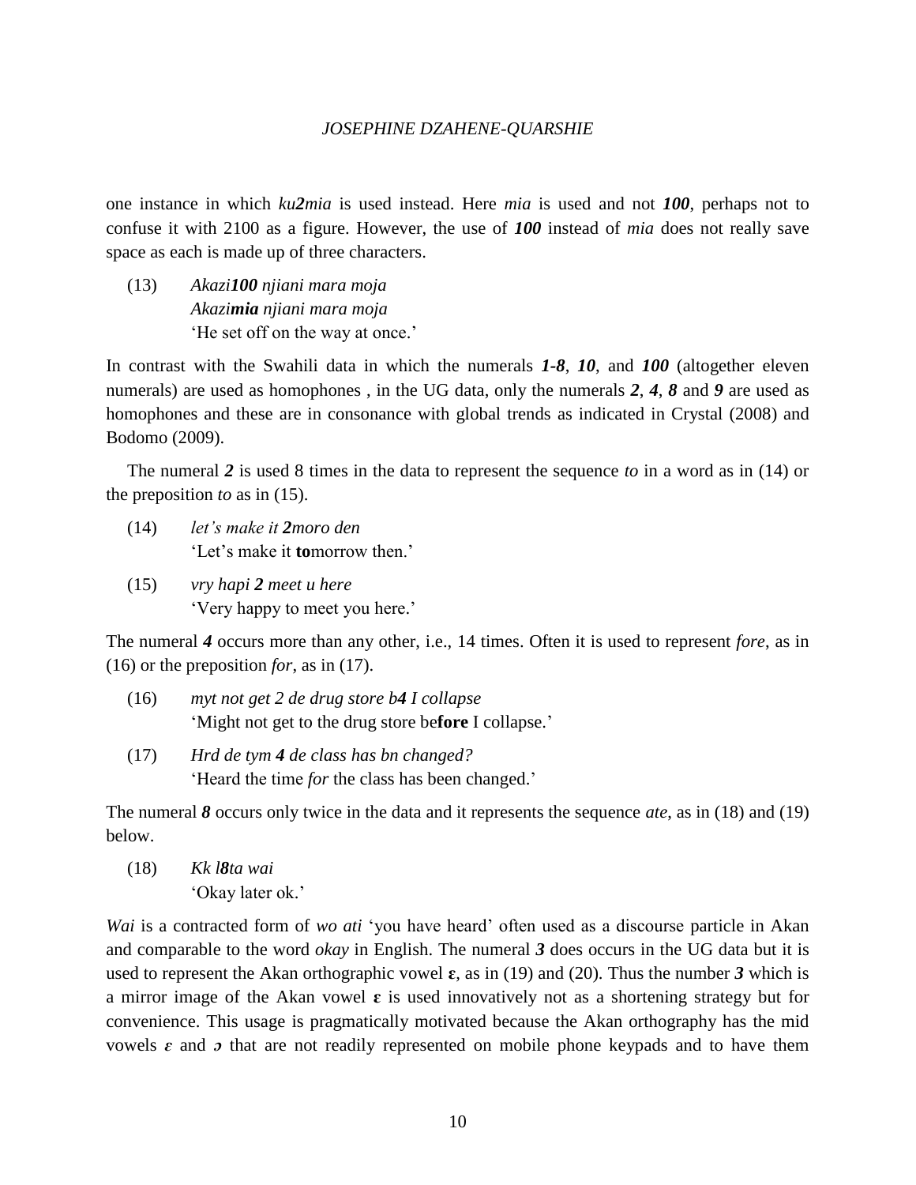one instance in which *ku2mia* is used instead. Here *mia* is used and not ***100***, perhaps not to confuse it with 2100 as a figure. However, the use of ***100*** instead of *mia* does not really save space as each is made up of three characters.

(13) *Akazi**100** njiani mara moja*
*Akazi**mia** njiani mara moja*
'He set off on the way at once.'

In contrast with the Swahili data in which the numerals ***1-8***, ***10***, and ***100*** (altogether eleven numerals) are used as homophones , in the UG data, only the numerals ***2***, ***4***, ***8*** and ***9*** are used as homophones and these are in consonance with global trends as indicated in Crystal (2008) and Bodomo (2009).

The numeral ***2*** is used 8 times in the data to represent the sequence *to* in a word as in (14) or the preposition *to* as in (15).

(14) *let's make it **2**moro den*
'Let's make it **to**morrow then.'

(15) *vry hapi **2** meet u here*
'Very happy to meet you here.'

The numeral ***4*** occurs more than any other, i.e., 14 times. Often it is used to represent *fore*, as in (16) or the preposition *for*, as in (17).

(16) *myt not get 2 de drug store b**4** I collapse*
'Might not get to the drug store be**fore** I collapse.'

(17) *Hrd de tym **4** de class has bn changed?*
'Heard the time *for* the class has been changed.'

The numeral ***8*** occurs only twice in the data and it represents the sequence *ate*, as in (18) and (19) below.

(18) *Kk l**8**ta wai*
'Okay later ok.'

*Wai* is a contracted form of *wo ati* 'you have heard' often used as a discourse particle in Akan and comparable to the word *okay* in English. The numeral ***3*** does occurs in the UG data but it is used to represent the Akan orthographic vowel **ɛ**, as in (19) and (20). Thus the number ***3*** which is a mirror image of the Akan vowel ***ɛ*** is used innovatively not as a shortening strategy but for convenience. This usage is pragmatically motivated because the Akan orthography has the mid vowels ***ɛ*** and ***ɔ*** that are not readily represented on mobile phone keypads and to have them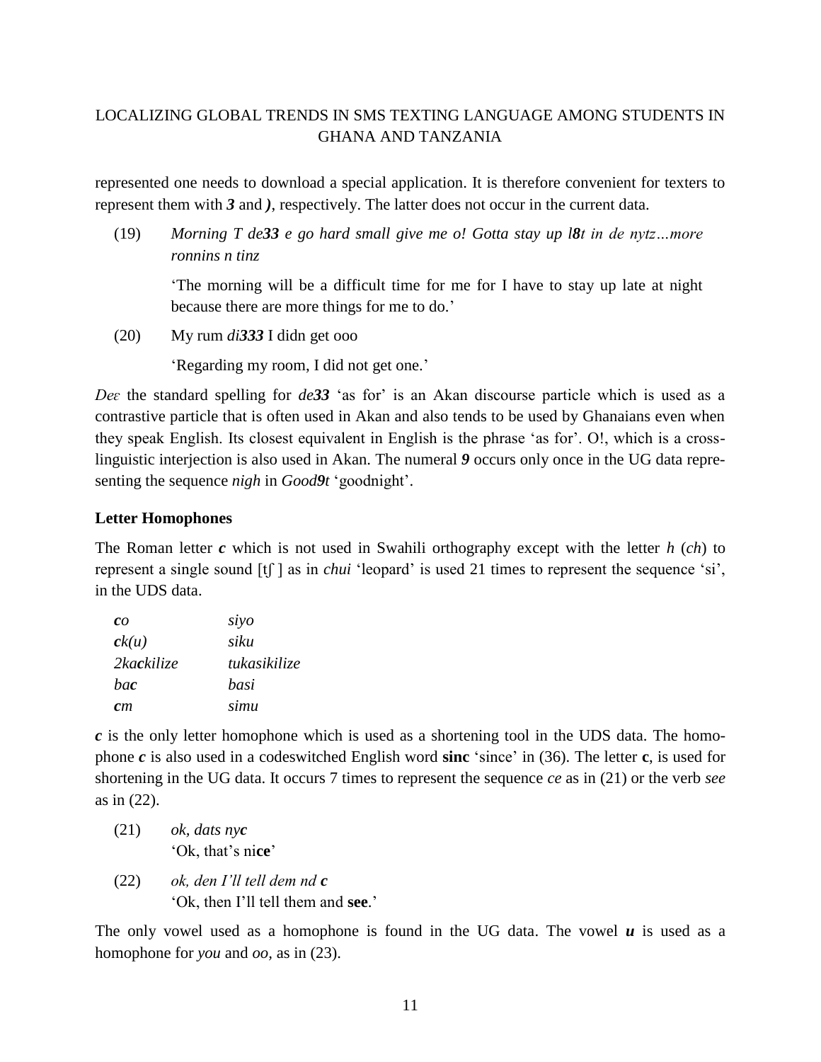represented one needs to download a special application. It is therefore convenient for texters to represent them with ***3*** and ***)***, respectively. The latter does not occur in the current data.

(19) *Morning T de**33** e go hard small give me o! Gotta stay up l**8**t in de nytz…more ronnins n tinz*

'The morning will be a difficult time for me for I have to stay up late at night because there are more things for me to do.'

(20) My rum *di**333*** I didn get ooo

'Regarding my room, I did not get one.'

*Deɛ* the standard spelling for ***de33*** 'as for' is an Akan discourse particle which is used as a contrastive particle that is often used in Akan and also tends to be used by Ghanaians even when they speak English. Its closest equivalent in English is the phrase 'as for'. O!, which is a cross-linguistic interjection is also used in Akan. The numeral ***9*** occurs only once in the UG data representing the sequence *nigh* in *Good**9**t* 'goodnight'.

**Letter Homophones**

The Roman letter ***c*** which is not used in Swahili orthography except with the letter *h* (*ch*) to represent a single sound [tʃ ] as in *chui* 'leopard' is used 21 times to represent the sequence 'si', in the UDS data.

| | |
|---|---|
| ***c**o* | *siyo* |
| ***c**k(u)* | *siku* |
| *2ka**c**kilize* | *tukasikilize* |
| *ba**c*** | *basi* |
| ***c**m* | *simu* |

***c*** is the only letter homophone which is used as a shortening tool in the UDS data. The homophone ***c*** is also used in a codeswitched English word **sinc** 'since' in (36). The letter **c**, is used for shortening in the UG data. It occurs 7 times to represent the sequence *ce* as in (21) or the verb *see* as in (22).

(21) *ok, dats ny**c***
'Ok, that's ni**ce**'

(22) *ok, den I'll tell dem nd **c***
'Ok, then I'll tell them and **see**.'

The only vowel used as a homophone is found in the UG data. The vowel ***u*** is used as a homophone for *you* and *oo*, as in (23).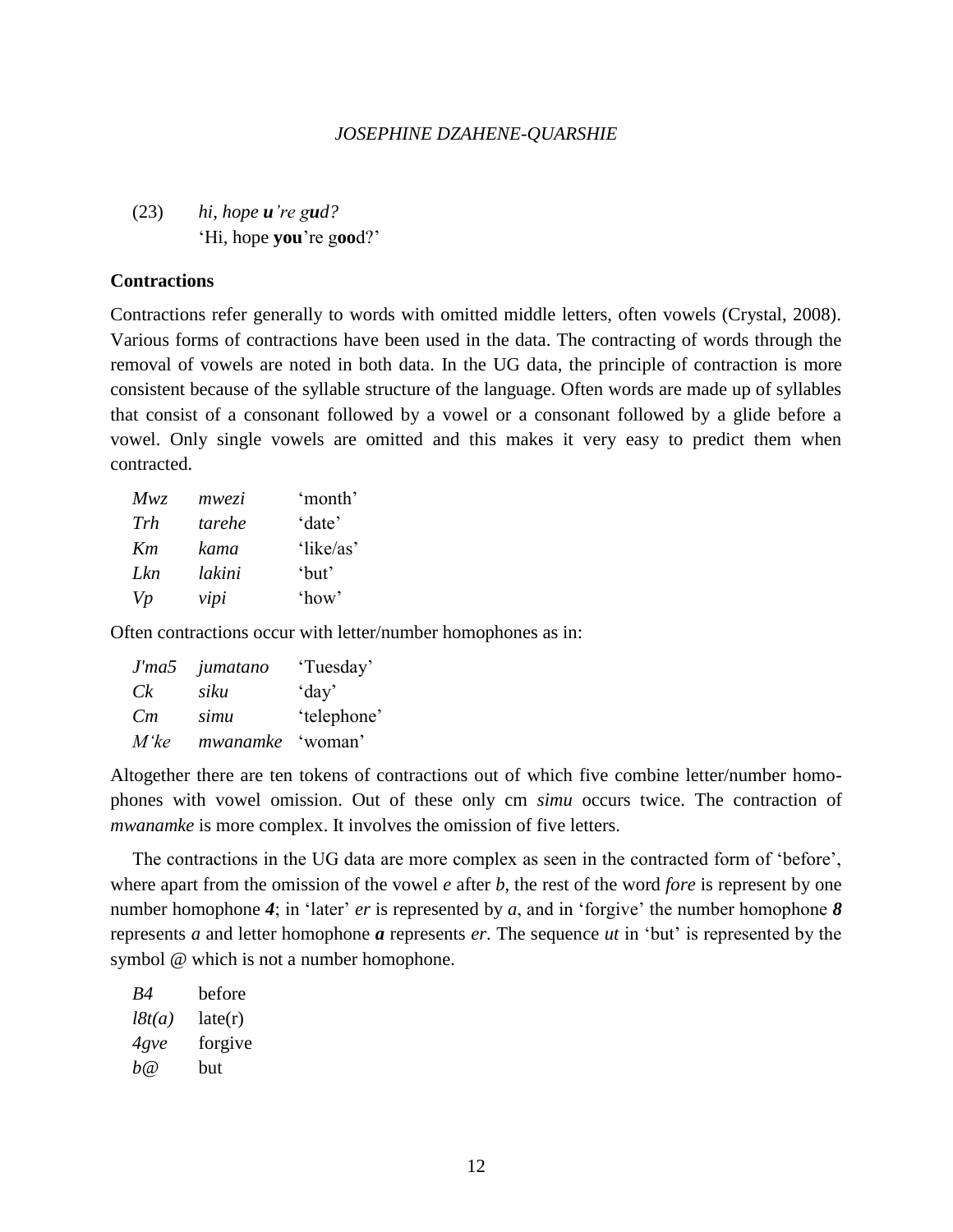(23) *hi, hope **u**'re g**u**d?*
'Hi, hope **you**'re g**oo**d?'

**Contractions**

Contractions refer generally to words with omitted middle letters, often vowels (Crystal, 2008). Various forms of contractions have been used in the data. The contracting of words through the removal of vowels are noted in both data. In the UG data, the principle of contraction is more consistent because of the syllable structure of the language. Often words are made up of syllables that consist of a consonant followed by a vowel or a consonant followed by a glide before a vowel. Only single vowels are omitted and this makes it very easy to predict them when contracted.

| | | |
|---|---|---|
| *Mwz* | *mwezi* | 'month' |
| *Trh* | *tarehe* | 'date' |
| *Km* | *kama* | 'like/as' |
| *Lkn* | *lakini* | 'but' |
| *Vp* | *vipi* | 'how' |

Often contractions occur with letter/number homophones as in:

| | | |
|---|---|---|
| *J'ma5* | *jumatano* | 'Tuesday' |
| *Ck* | *siku* | 'day' |
| *Cm* | *simu* | 'telephone' |
| *M'ke* | *mwanamke* | 'woman' |

Altogether there are ten tokens of contractions out of which five combine letter/number homophones with vowel omission. Out of these only cm *simu* occurs twice. The contraction of *mwanamke* is more complex. It involves the omission of five letters.

The contractions in the UG data are more complex as seen in the contracted form of 'before', where apart from the omission of the vowel *e* after *b*, the rest of the word *fore* is represent by one number homophone ***4***; in 'later' *er* is represented by *a*, and in 'forgive' the number homophone ***8*** represents *a* and letter homophone ***a*** represents *er*. The sequence *ut* in 'but' is represented by the symbol @ which is not a number homophone.

| | |
|---|---|
| *B4* | before |
| *l8t(a)* | late(r) |
| *4gve* | forgive |
| *b@* | but |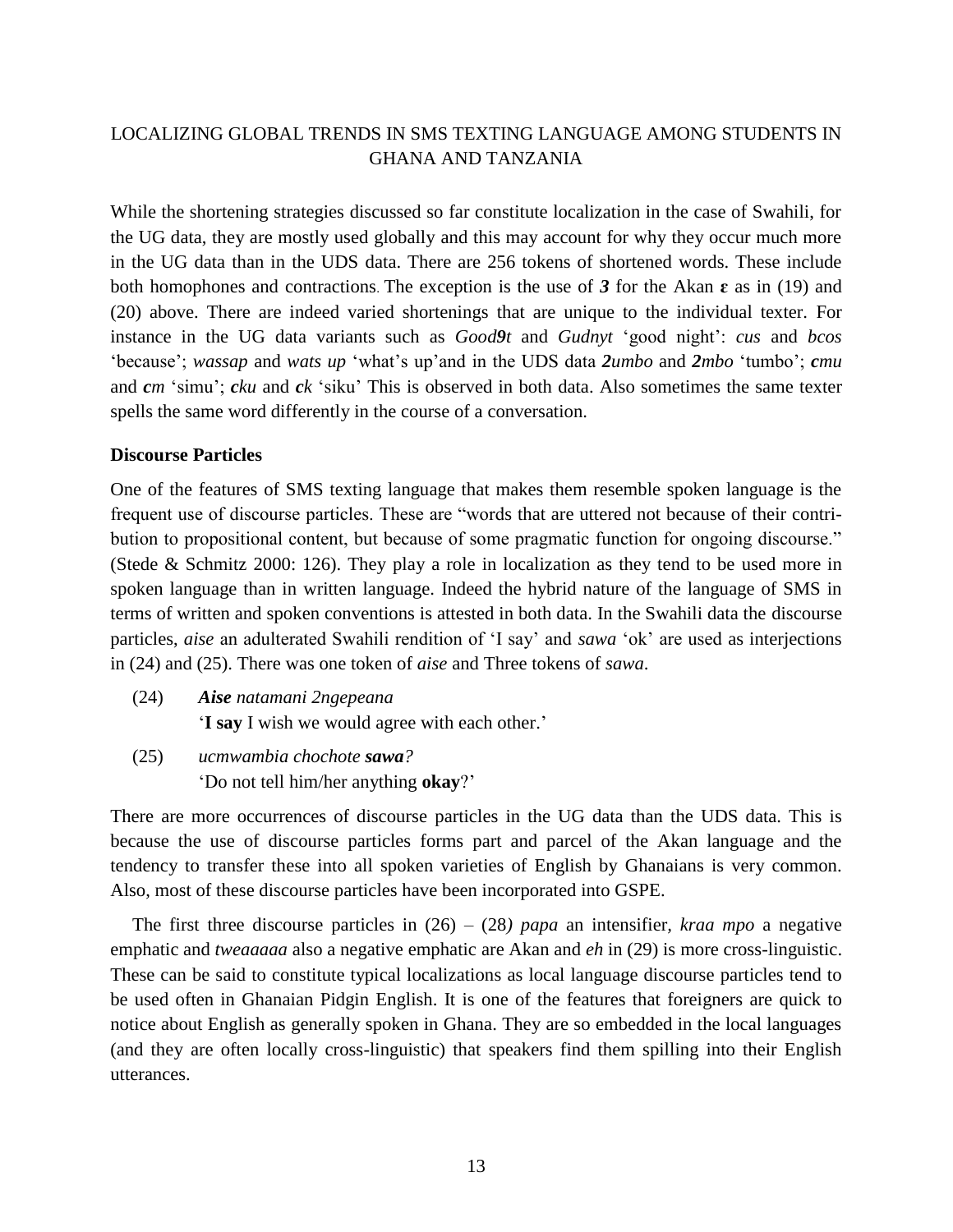While the shortening strategies discussed so far constitute localization in the case of Swahili, for the UG data, they are mostly used globally and this may account for why they occur much more in the UG data than in the UDS data. There are 256 tokens of shortened words. These include both homophones and contractions. The exception is the use of ***3*** for the Akan **ɛ** as in (19) and (20) above. There are indeed varied shortenings that are unique to the individual texter. For instance in the UG data variants such as *Good**9**t* and *Gudnyt* 'good night': *cus* and *bcos* 'because'; *wassap* and *wats up* 'what's up'and in the UDS data ***2****umbo* and ***2****mbo* 'tumbo'; ***c****mu* and ***c****m* 'simu'; ***c****ku* and ***c****k* 'siku' This is observed in both data. Also sometimes the same texter spells the same word differently in the course of a conversation.

### Discourse Particles

One of the features of SMS texting language that makes them resemble spoken language is the frequent use of discourse particles. These are "words that are uttered not because of their contribution to propositional content, but because of some pragmatic function for ongoing discourse." (Stede & Schmitz 2000: 126). They play a role in localization as they tend to be used more in spoken language than in written language. Indeed the hybrid nature of the language of SMS in terms of written and spoken conventions is attested in both data. In the Swahili data the discourse particles, *aise* an adulterated Swahili rendition of 'I say' and *sawa* 'ok' are used as interjections in (24) and (25). There was one token of *aise* and Three tokens of *sawa*.

(24) ***Aise*** *natamani 2ngepeana*
'**I say** I wish we would agree with each other.'

(25) *ucmwambia chochote **sawa**?*
'Do not tell him/her anything **okay**?'

There are more occurrences of discourse particles in the UG data than the UDS data. This is because the use of discourse particles forms part and parcel of the Akan language and the tendency to transfer these into all spoken varieties of English by Ghanaians is very common. Also, most of these discourse particles have been incorporated into GSPE.

The first three discourse particles in (26) – (28*) papa* an intensifier, *kraa mpo* a negative emphatic and *tweaaaaa* also a negative emphatic are Akan and *eh* in (29) is more cross-linguistic. These can be said to constitute typical localizations as local language discourse particles tend to be used often in Ghanaian Pidgin English. It is one of the features that foreigners are quick to notice about English as generally spoken in Ghana. They are so embedded in the local languages (and they are often locally cross-linguistic) that speakers find them spilling into their English utterances.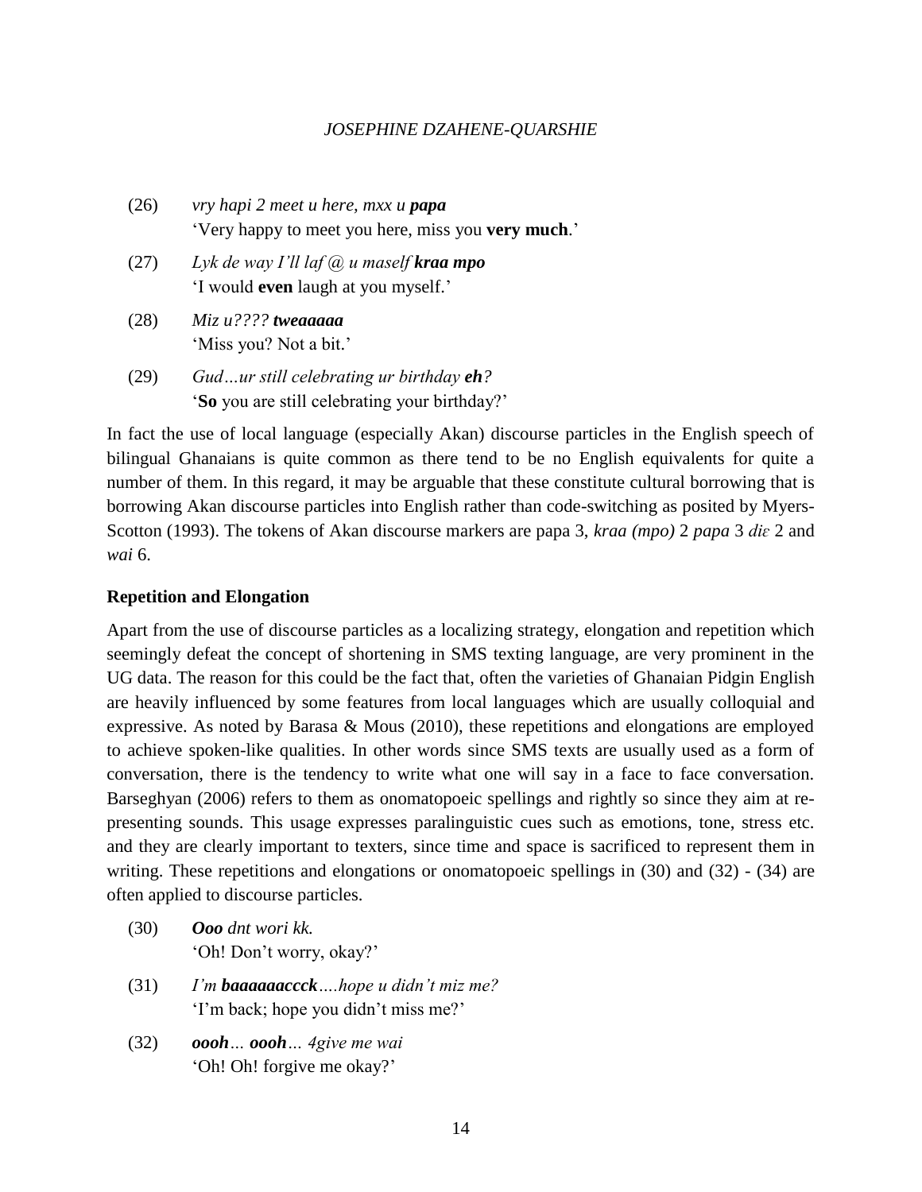(26) *vry hapi 2 meet u here, mxx u **papa***
'Very happy to meet you here, miss you **very much**.'

(27) *Lyk de way I'll laf @ u maself **kraa mpo***
'I would **even** laugh at you myself.'

(28) *Miz u???? **tweaaaaa***
'Miss you? Not a bit.'

(29) *Gud…ur still celebrating ur birthday **eh**?*
'**So** you are still celebrating your birthday?'

In fact the use of local language (especially Akan) discourse particles in the English speech of bilingual Ghanaians is quite common as there tend to be no English equivalents for quite a number of them. In this regard, it may be arguable that these constitute cultural borrowing that is borrowing Akan discourse particles into English rather than code-switching as posited by Myers-Scotton (1993). The tokens of Akan discourse markers are papa 3, *kraa (mpo)* 2 *papa* 3 *diɛ* 2 and *wai* 6.

**Repetition and Elongation**

Apart from the use of discourse particles as a localizing strategy, elongation and repetition which seemingly defeat the concept of shortening in SMS texting language, are very prominent in the UG data. The reason for this could be the fact that, often the varieties of Ghanaian Pidgin English are heavily influenced by some features from local languages which are usually colloquial and expressive. As noted by Barasa & Mous (2010), these repetitions and elongations are employed to achieve spoken-like qualities. In other words since SMS texts are usually used as a form of conversation, there is the tendency to write what one will say in a face to face conversation. Barseghyan (2006) refers to them as onomatopoeic spellings and rightly so since they aim at re-presenting sounds. This usage expresses paralinguistic cues such as emotions, tone, stress etc. and they are clearly important to texters, since time and space is sacrificed to represent them in writing. These repetitions and elongations or onomatopoeic spellings in (30) and (32) - (34) are often applied to discourse particles.

(30) ***Ooo** dnt wori kk.*
'Oh! Don't worry, okay?'

(31) *I'm **baaaaaaccck**….hope u didn't miz me?*
'I'm back; hope you didn't miss me?'

(32) ***oooh**… **oooh**… 4give me wai*
'Oh! Oh! forgive me okay?'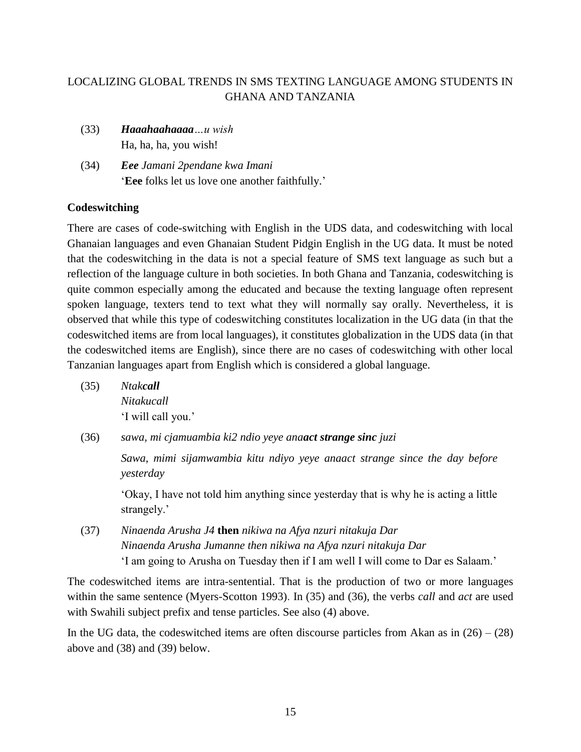(33) ***Haaahaahaaaa****…u wish*
Ha, ha, ha, you wish!

(34) ***Eee*** *Jamani 2pendane kwa Imani*
'**Eee** folks let us love one another faithfully.'

**Codeswitching**

There are cases of code-switching with English in the UDS data, and codeswitching with local Ghanaian languages and even Ghanaian Student Pidgin English in the UG data. It must be noted that the codeswitching in the data is not a special feature of SMS text language as such but a reflection of the language culture in both societies. In both Ghana and Tanzania, codeswitching is quite common especially among the educated and because the texting language often represent spoken language, texters tend to text what they will normally say orally. Nevertheless, it is observed that while this type of codeswitching constitutes localization in the UG data (in that the codeswitched items are from local languages), it constitutes globalization in the UDS data (in that the codeswitched items are English), since there are no cases of codeswitching with other local Tanzanian languages apart from English which is considered a global language.

(35) *Ntak****call***
*Nitakucall*
'I will call you.'

(36) *sawa, mi cjamuambia ki2 ndio yeye ana****act strange sinc*** *juzi*

*Sawa, mimi sijamwambia kitu ndiyo yeye anaact strange since the day before yesterday*

'Okay, I have not told him anything since yesterday that is why he is acting a little strangely.'

(37) *Ninaenda Arusha J4* **then** *nikiwa na Afya nzuri nitakuja Dar*
*Ninaenda Arusha Jumanne then nikiwa na Afya nzuri nitakuja Dar*
'I am going to Arusha on Tuesday then if I am well I will come to Dar es Salaam.'

The codeswitched items are intra-sentential. That is the production of two or more languages within the same sentence (Myers-Scotton 1993). In (35) and (36), the verbs *call* and *act* are used with Swahili subject prefix and tense particles. See also (4) above.

In the UG data, the codeswitched items are often discourse particles from Akan as in (26) – (28) above and (38) and (39) below.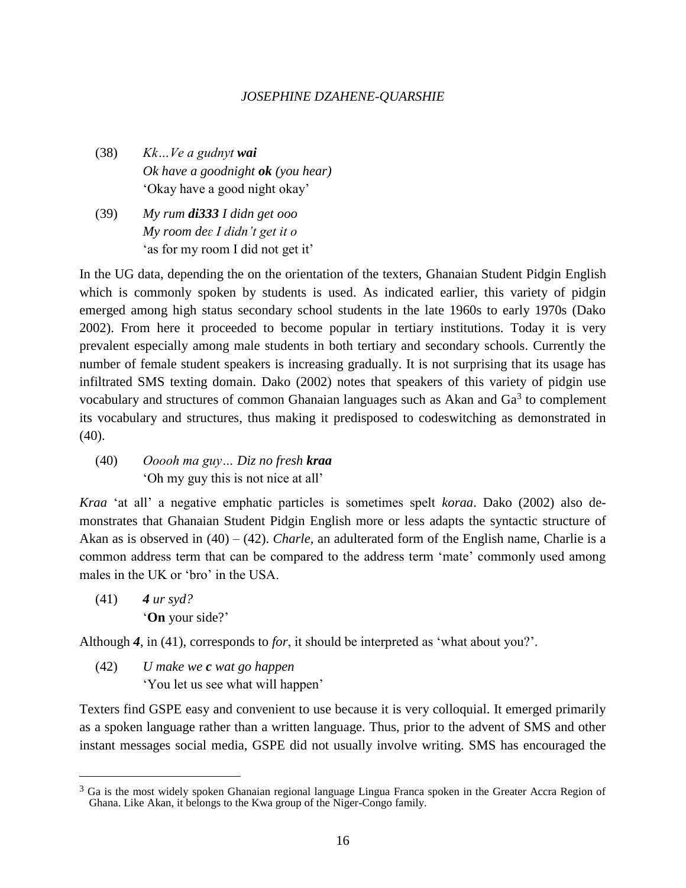(38) *Kk…Ve a gudnyt **wai***
*Ok have a goodnight **ok** (you hear)*
'Okay have a good night okay'

(39) *My rum **di333** I didn get ooo*
*My room deɛ I didn't get it o*
'as for my room I did not get it'

In the UG data, depending the on the orientation of the texters, Ghanaian Student Pidgin English which is commonly spoken by students is used. As indicated earlier, this variety of pidgin emerged among high status secondary school students in the late 1960s to early 1970s (Dako 2002). From here it proceeded to become popular in tertiary institutions. Today it is very prevalent especially among male students in both tertiary and secondary schools. Currently the number of female student speakers is increasing gradually. It is not surprising that its usage has infiltrated SMS texting domain. Dako (2002) notes that speakers of this variety of pidgin use vocabulary and structures of common Ghanaian languages such as Akan and Ga[3] to complement its vocabulary and structures, thus making it predisposed to codeswitching as demonstrated in (40).

(40) *Ooooh ma guy… Diz no fresh **kraa***
'Oh my guy this is not nice at all'

*Kraa* 'at all' a negative emphatic particles is sometimes spelt *koraa*. Dako (2002) also demonstrates that Ghanaian Student Pidgin English more or less adapts the syntactic structure of Akan as is observed in (40) – (42). *Charle*, an adulterated form of the English name, Charlie is a common address term that can be compared to the address term 'mate' commonly used among males in the UK or 'bro' in the USA.

(41) ***4** ur syd?*
'**On** your side?'

Although ***4***, in (41), corresponds to *for*, it should be interpreted as 'what about you?'.

(42) *U make we **c** wat go happen*
'You let us see what will happen'

Texters find GSPE easy and convenient to use because it is very colloquial. It emerged primarily as a spoken language rather than a written language. Thus, prior to the advent of SMS and other instant messages social media, GSPE did not usually involve writing. SMS has encouraged the

---

[3] Ga is the most widely spoken Ghanaian regional language Lingua Franca spoken in the Greater Accra Region of Ghana. Like Akan, it belongs to the Kwa group of the Niger-Congo family.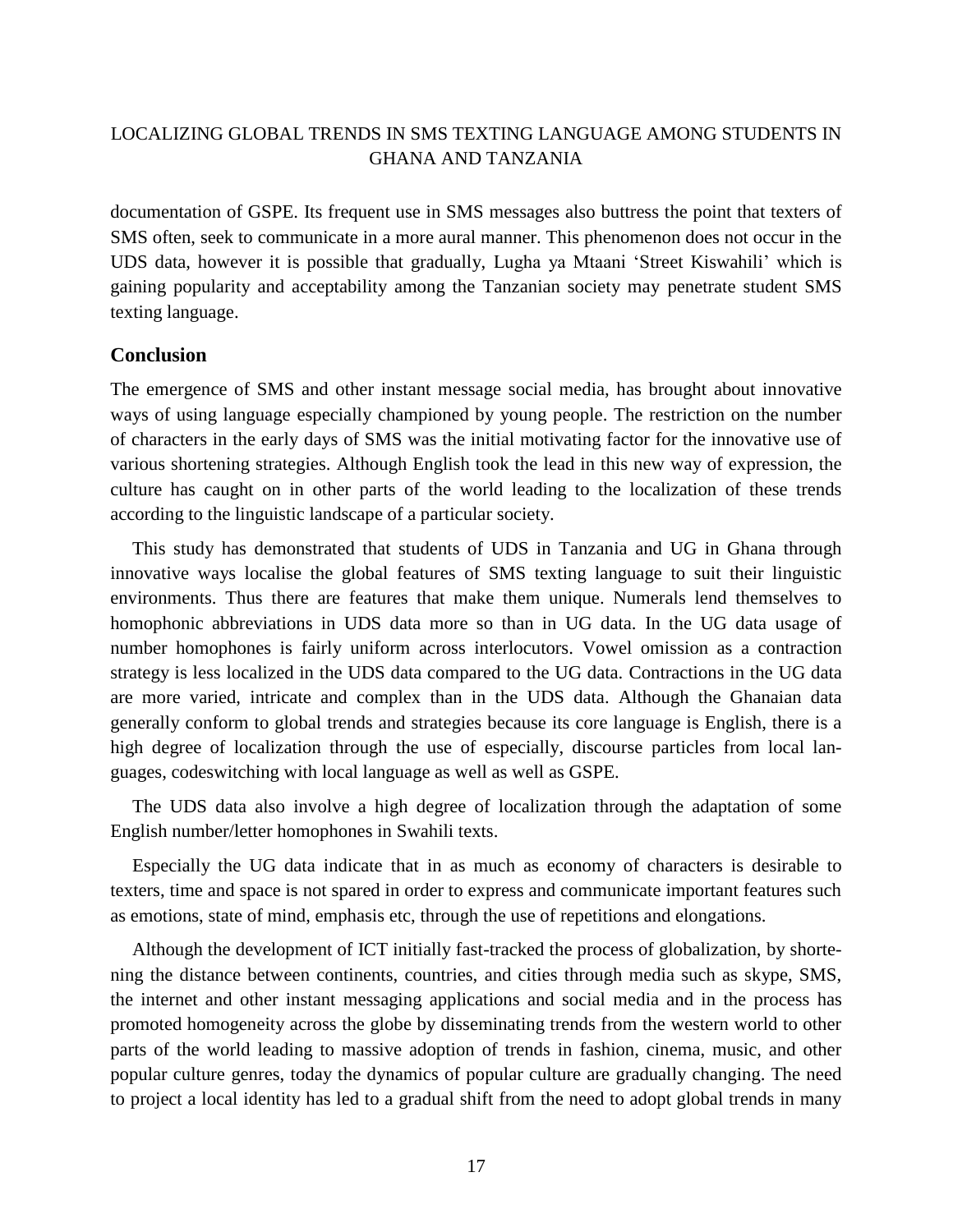documentation of GSPE. Its frequent use in SMS messages also buttress the point that texters of SMS often, seek to communicate in a more aural manner. This phenomenon does not occur in the UDS data, however it is possible that gradually, Lugha ya Mtaani 'Street Kiswahili' which is gaining popularity and acceptability among the Tanzanian society may penetrate student SMS texting language.

## Conclusion

The emergence of SMS and other instant message social media, has brought about innovative ways of using language especially championed by young people. The restriction on the number of characters in the early days of SMS was the initial motivating factor for the innovative use of various shortening strategies. Although English took the lead in this new way of expression, the culture has caught on in other parts of the world leading to the localization of these trends according to the linguistic landscape of a particular society.

This study has demonstrated that students of UDS in Tanzania and UG in Ghana through innovative ways localise the global features of SMS texting language to suit their linguistic environments. Thus there are features that make them unique. Numerals lend themselves to homophonic abbreviations in UDS data more so than in UG data. In the UG data usage of number homophones is fairly uniform across interlocutors. Vowel omission as a contraction strategy is less localized in the UDS data compared to the UG data. Contractions in the UG data are more varied, intricate and complex than in the UDS data. Although the Ghanaian data generally conform to global trends and strategies because its core language is English, there is a high degree of localization through the use of especially, discourse particles from local languages, codeswitching with local language as well as well as GSPE.

The UDS data also involve a high degree of localization through the adaptation of some English number/letter homophones in Swahili texts.

Especially the UG data indicate that in as much as economy of characters is desirable to texters, time and space is not spared in order to express and communicate important features such as emotions, state of mind, emphasis etc, through the use of repetitions and elongations.

Although the development of ICT initially fast-tracked the process of globalization, by shortening the distance between continents, countries, and cities through media such as skype, SMS, the internet and other instant messaging applications and social media and in the process has promoted homogeneity across the globe by disseminating trends from the western world to other parts of the world leading to massive adoption of trends in fashion, cinema, music, and other popular culture genres, today the dynamics of popular culture are gradually changing. The need to project a local identity has led to a gradual shift from the need to adopt global trends in many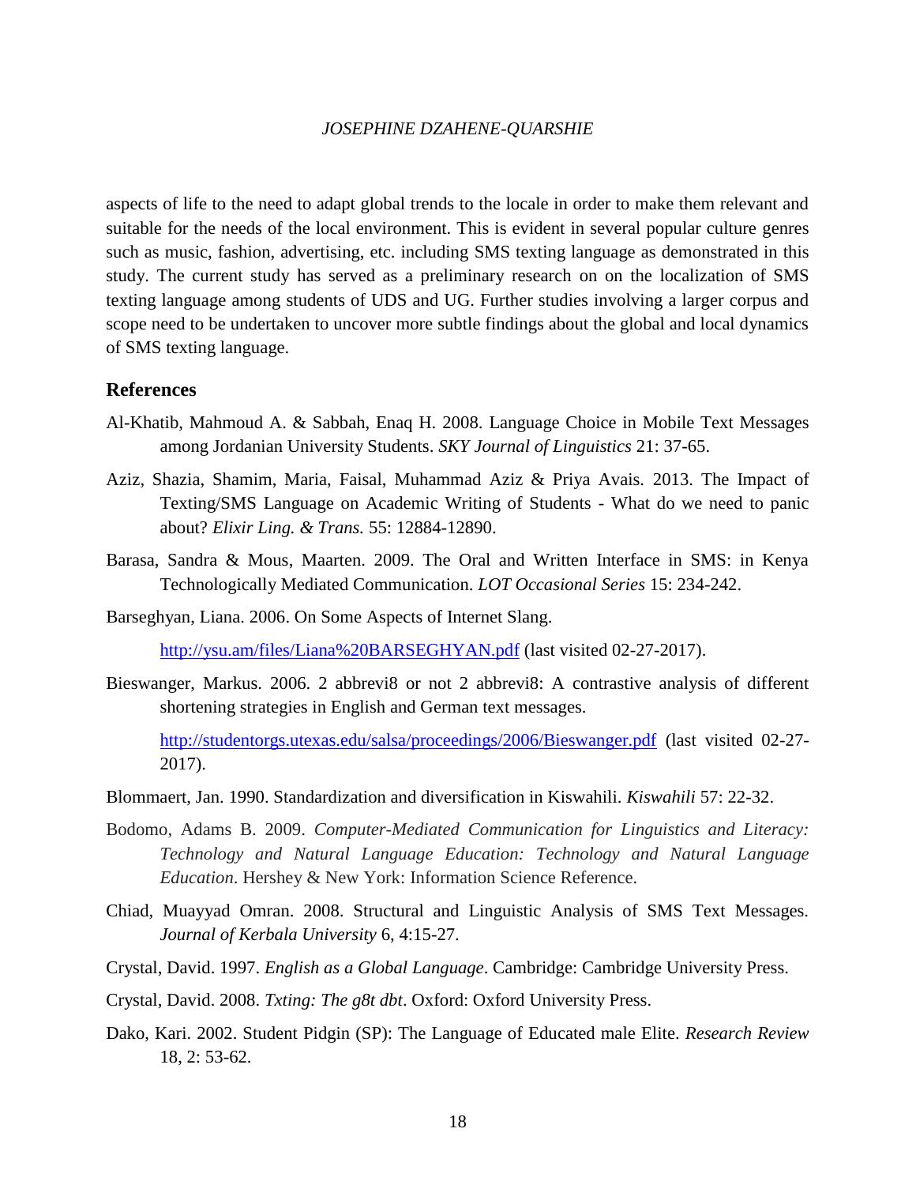aspects of life to the need to adapt global trends to the locale in order to make them relevant and suitable for the needs of the local environment. This is evident in several popular culture genres such as music, fashion, advertising, etc. including SMS texting language as demonstrated in this study. The current study has served as a preliminary research on on the localization of SMS texting language among students of UDS and UG. Further studies involving a larger corpus and scope need to be undertaken to uncover more subtle findings about the global and local dynamics of SMS texting language.

## References

Al-Khatib, Mahmoud A. & Sabbah, Enaq H. 2008. Language Choice in Mobile Text Messages among Jordanian University Students. *SKY Journal of Linguistics* 21: 37-65.

Aziz, Shazia, Shamim, Maria, Faisal, Muhammad Aziz & Priya Avais. 2013. The Impact of Texting/SMS Language on Academic Writing of Students - What do we need to panic about? *Elixir Ling. & Trans.* 55: 12884-12890.

Barasa, Sandra & Mous, Maarten. 2009. The Oral and Written Interface in SMS: in Kenya Technologically Mediated Communication. *LOT Occasional Series* 15: 234-242.

Barseghyan, Liana. 2006. On Some Aspects of Internet Slang.

http://ysu.am/files/Liana%20BARSEGHYAN.pdf (last visited 02-27-2017).

Bieswanger, Markus. 2006. 2 abbrevi8 or not 2 abbrevi8: A contrastive analysis of different shortening strategies in English and German text messages.

http://studentorgs.utexas.edu/salsa/proceedings/2006/Bieswanger.pdf (last visited 02-27-2017).

Blommaert, Jan. 1990. Standardization and diversification in Kiswahili. *Kiswahili* 57: 22-32.

Bodomo, Adams B. 2009. *Computer-Mediated Communication for Linguistics and Literacy: Technology and Natural Language Education: Technology and Natural Language Education*. Hershey & New York: Information Science Reference.

Chiad, Muayyad Omran. 2008. Structural and Linguistic Analysis of SMS Text Messages. *Journal of Kerbala University* 6, 4:15-27.

Crystal, David. 1997. *English as a Global Language*. Cambridge: Cambridge University Press.

Crystal, David. 2008. *Txting: The g8t dbt*. Oxford: Oxford University Press.

Dako, Kari. 2002. Student Pidgin (SP): The Language of Educated male Elite. *Research Review* 18, 2: 53-62.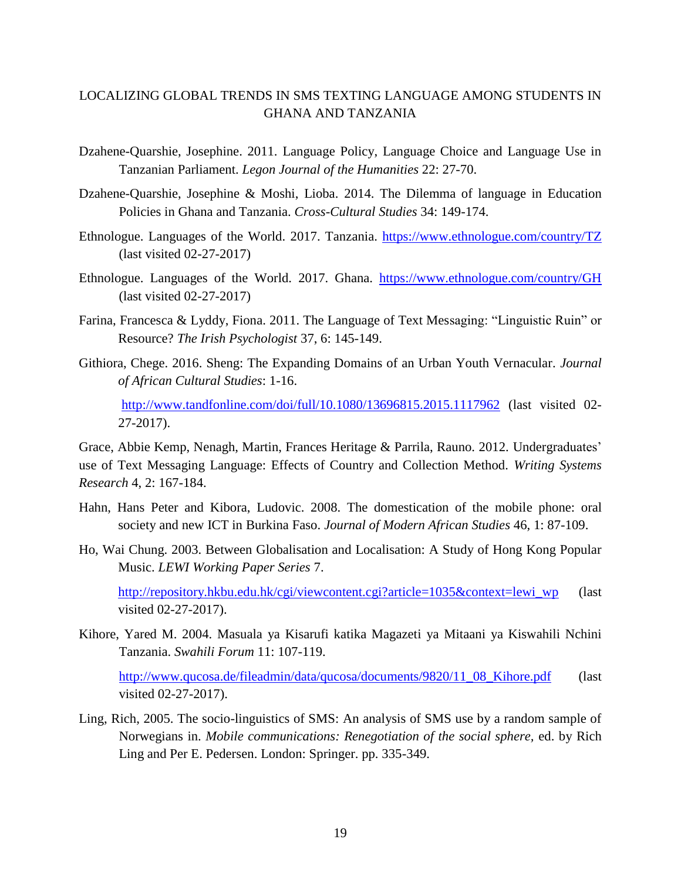Dzahene-Quarshie, Josephine. 2011. Language Policy, Language Choice and Language Use in Tanzanian Parliament. *Legon Journal of the Humanities* 22: 27-70.

Dzahene-Quarshie, Josephine & Moshi, Lioba. 2014. The Dilemma of language in Education Policies in Ghana and Tanzania. *Cross-Cultural Studies* 34: 149-174.

Ethnologue. Languages of the World. 2017. Tanzania. https://www.ethnologue.com/country/TZ (last visited 02-27-2017)

Ethnologue. Languages of the World. 2017. Ghana. https://www.ethnologue.com/country/GH (last visited 02-27-2017)

Farina, Francesca & Lyddy, Fiona. 2011. The Language of Text Messaging: "Linguistic Ruin" or Resource? *The Irish Psychologist* 37, 6: 145-149.

Githiora, Chege. 2016. Sheng: The Expanding Domains of an Urban Youth Vernacular. *Journal of African Cultural Studies*: 1-16.

http://www.tandfonline.com/doi/full/10.1080/13696815.2015.1117962 (last visited 02-27-2017).

Grace, Abbie Kemp, Nenagh, Martin, Frances Heritage & Parrila, Rauno. 2012. Undergraduates' use of Text Messaging Language: Effects of Country and Collection Method. *Writing Systems Research* 4, 2: 167-184.

Hahn, Hans Peter and Kibora, Ludovic. 2008. The domestication of the mobile phone: oral society and new ICT in Burkina Faso. *Journal of Modern African Studies* 46, 1: 87-109.

Ho, Wai Chung. 2003. Between Globalisation and Localisation: A Study of Hong Kong Popular Music. *LEWI Working Paper Series* 7.

http://repository.hkbu.edu.hk/cgi/viewcontent.cgi?article=1035&context=lewi_wp (last visited 02-27-2017).

Kihore, Yared M. 2004. Masuala ya Kisarufi katika Magazeti ya Mitaani ya Kiswahili Nchini Tanzania. *Swahili Forum* 11: 107-119.

http://www.qucosa.de/fileadmin/data/qucosa/documents/9820/11_08_Kihore.pdf (last visited 02-27-2017).

Ling, Rich, 2005. The socio-linguistics of SMS: An analysis of SMS use by a random sample of Norwegians in. *Mobile communications: Renegotiation of the social sphere*, ed. by Rich Ling and Per E. Pedersen. London: Springer. pp. 335-349.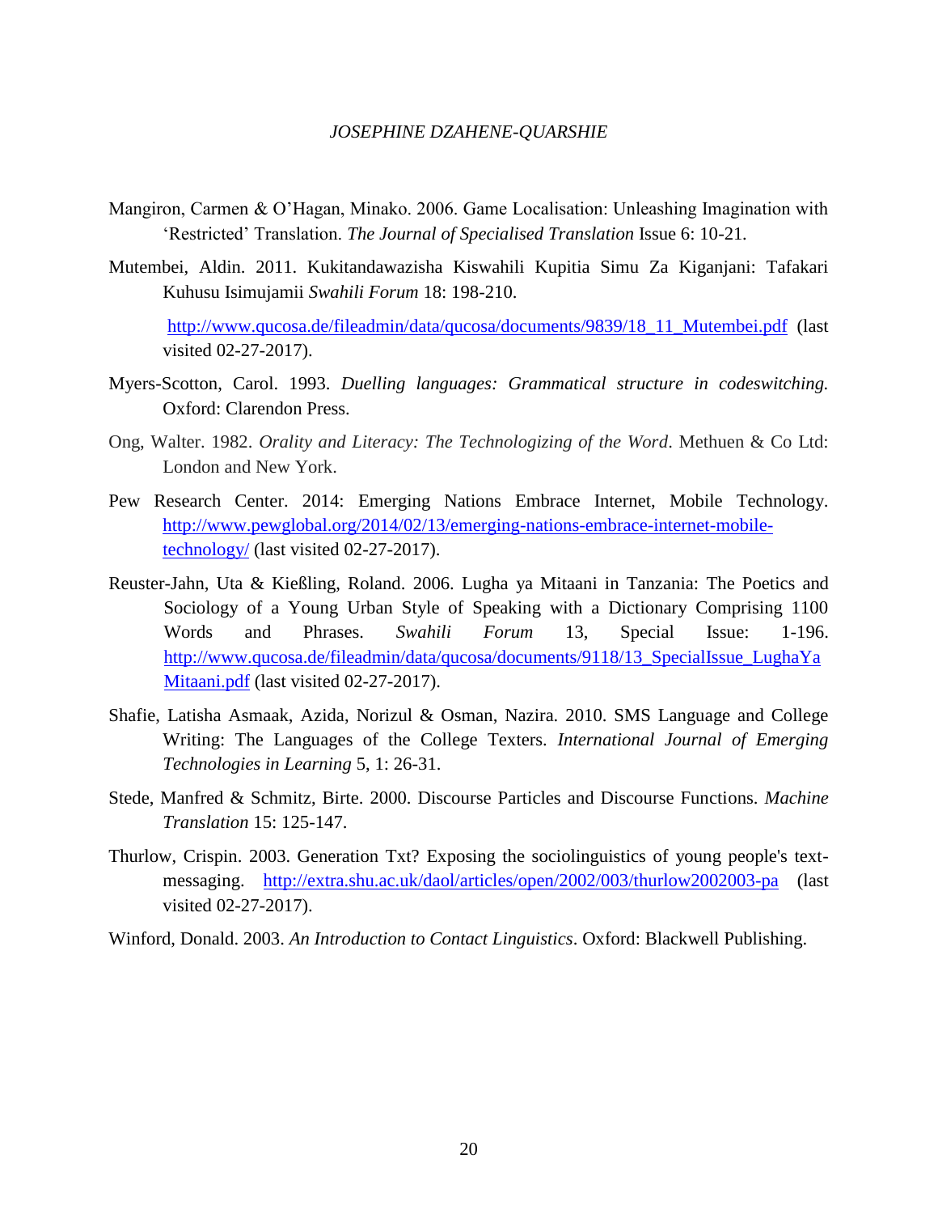Mangiron, Carmen & O'Hagan, Minako. 2006. Game Localisation: Unleashing Imagination with 'Restricted' Translation. *The Journal of Specialised Translation* Issue 6: 10-21.

Mutembei, Aldin. 2011. Kukitandawazisha Kiswahili Kupitia Simu Za Kiganjani: Tafakari Kuhusu Isimujamii *Swahili Forum* 18: 198-210.

http://www.qucosa.de/fileadmin/data/qucosa/documents/9839/18_11_Mutembei.pdf (last visited 02-27-2017).

Myers-Scotton, Carol. 1993. *Duelling languages: Grammatical structure in codeswitching.* Oxford: Clarendon Press.

Ong, Walter. 1982. *Orality and Literacy: The Technologizing of the Word*. Methuen & Co Ltd: London and New York.

Pew Research Center. 2014: Emerging Nations Embrace Internet, Mobile Technology. http://www.pewglobal.org/2014/02/13/emerging-nations-embrace-internet-mobile-technology/ (last visited 02-27-2017).

Reuster-Jahn, Uta & Kießling, Roland. 2006. Lugha ya Mitaani in Tanzania: The Poetics and Sociology of a Young Urban Style of Speaking with a Dictionary Comprising 1100 Words and Phrases. *Swahili Forum* 13, Special Issue: 1-196. http://www.qucosa.de/fileadmin/data/qucosa/documents/9118/13_SpecialIssue_LughaYaMitaani.pdf (last visited 02-27-2017).

Shafie, Latisha Asmaak, Azida, Norizul & Osman, Nazira. 2010. SMS Language and College Writing: The Languages of the College Texters. *International Journal of Emerging Technologies in Learning* 5, 1: 26-31.

Stede, Manfred & Schmitz, Birte. 2000. Discourse Particles and Discourse Functions. *Machine Translation* 15: 125-147.

Thurlow, Crispin. 2003. Generation Txt? Exposing the sociolinguistics of young people's text-messaging. http://extra.shu.ac.uk/daol/articles/open/2002/003/thurlow2002003-pa (last visited 02-27-2017).

Winford, Donald. 2003. *An Introduction to Contact Linguistics*. Oxford: Blackwell Publishing.